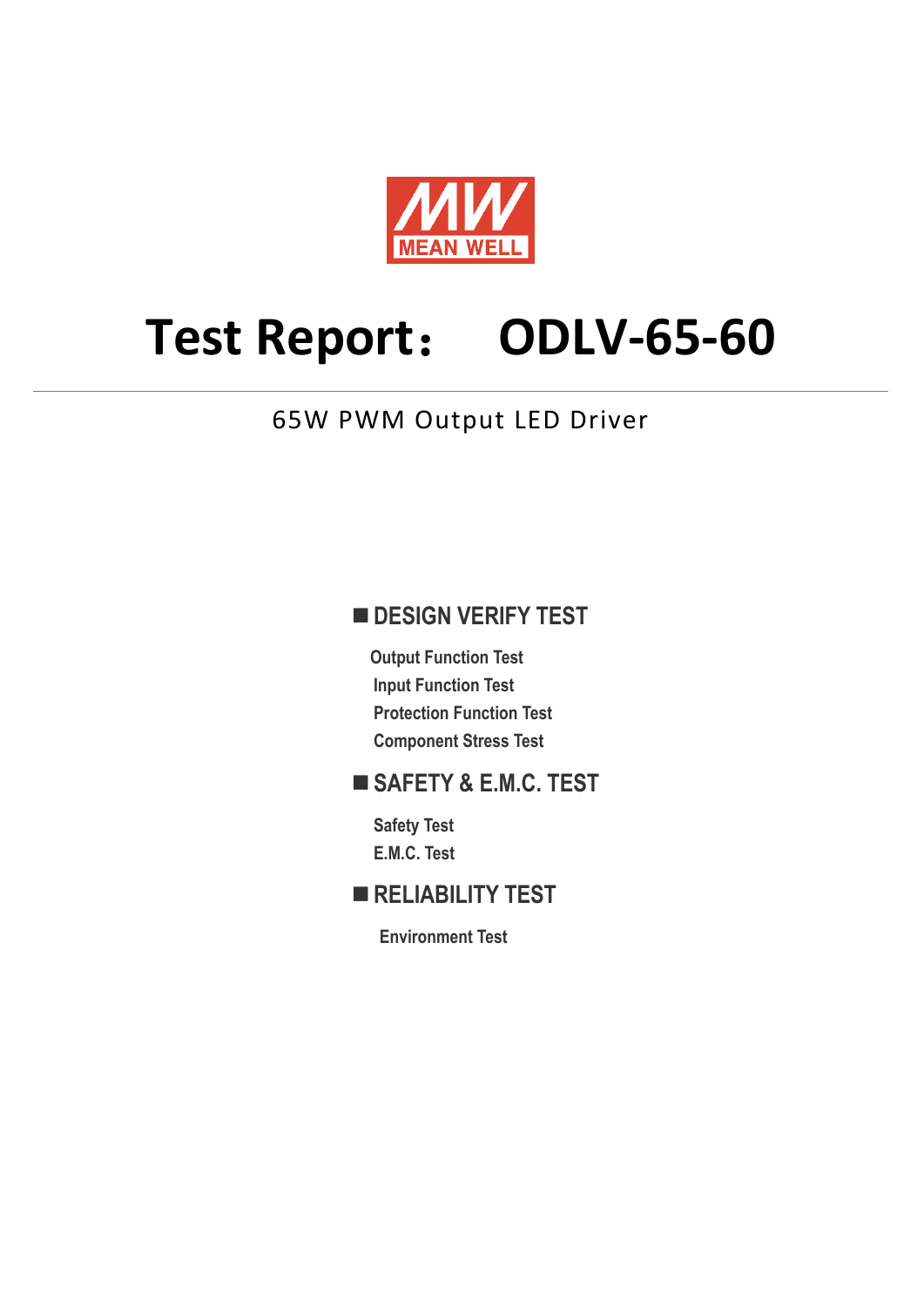MEAN WELL

# Test Report： ODLV-65-60

65W PWM Output LED Driver

## ■ DESIGN VERIFY TEST

- Output Function Test
- Input Function Test
- Protection Function Test
- Component Stress Test

## ■ SAFETY & E.M.C. TEST

- Safety Test
- E.M.C. Test

## ■ RELIABILITY TEST

- Environment Test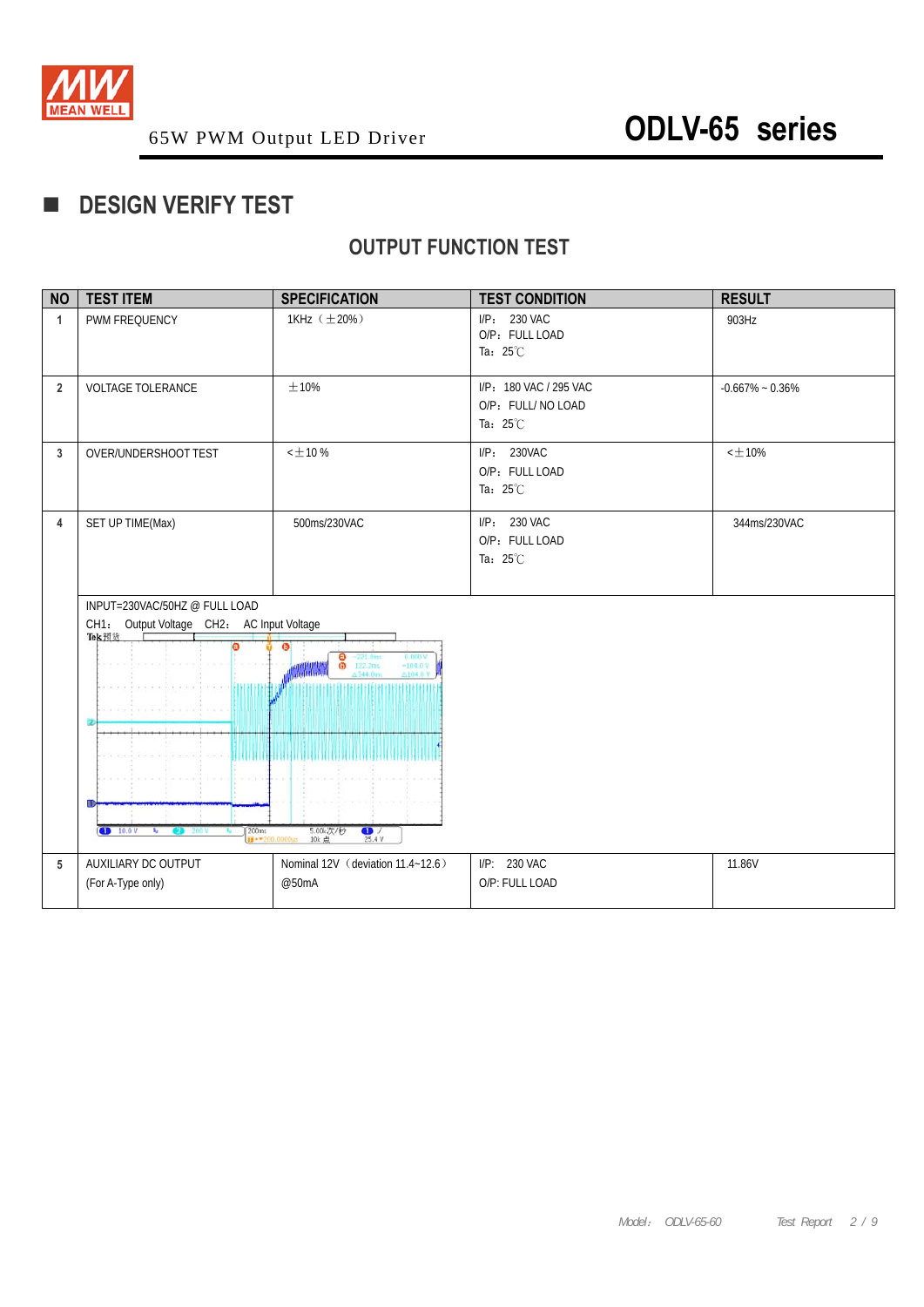## DESIGN VERIFY TEST

### OUTPUT FUNCTION TEST

| NO | TEST ITEM | SPECIFICATION | TEST CONDITION | RESULT |
|---|---|---|---|---|
| 1 | PWM FREQUENCY | 1KHz（±20%） | I/P： 230 VAC<br>O/P：FULL LOAD<br>Ta：25℃ | 903Hz |
| 2 | VOLTAGE TOLERANCE | ±10% | I/P：180 VAC / 295 VAC<br>O/P：FULL/ NO LOAD<br>Ta：25℃ | -0.667% ~ 0.36% |
| 3 | OVER/UNDERSHOOT TEST | <±10 % | I/P： 230VAC<br>O/P：FULL LOAD<br>Ta：25℃ | <±10% |
| 4 | SET UP TIME(Max) | 500ms/230VAC | I/P： 230 VAC<br>O/P：FULL LOAD<br>Ta：25℃ | 344ms/230VAC |
| | INPUT=230VAC/50HZ @ FULL LOAD<br>CH1： Output Voltage CH2： AC Input Voltage | | | |
| 5 | AUXILIARY DC OUTPUT<br>(For A-Type only) | Nominal 12V（deviation 11.4~12.6）<br>@50mA | I/P: 230 VAC<br>O/P: FULL LOAD | 11.86V |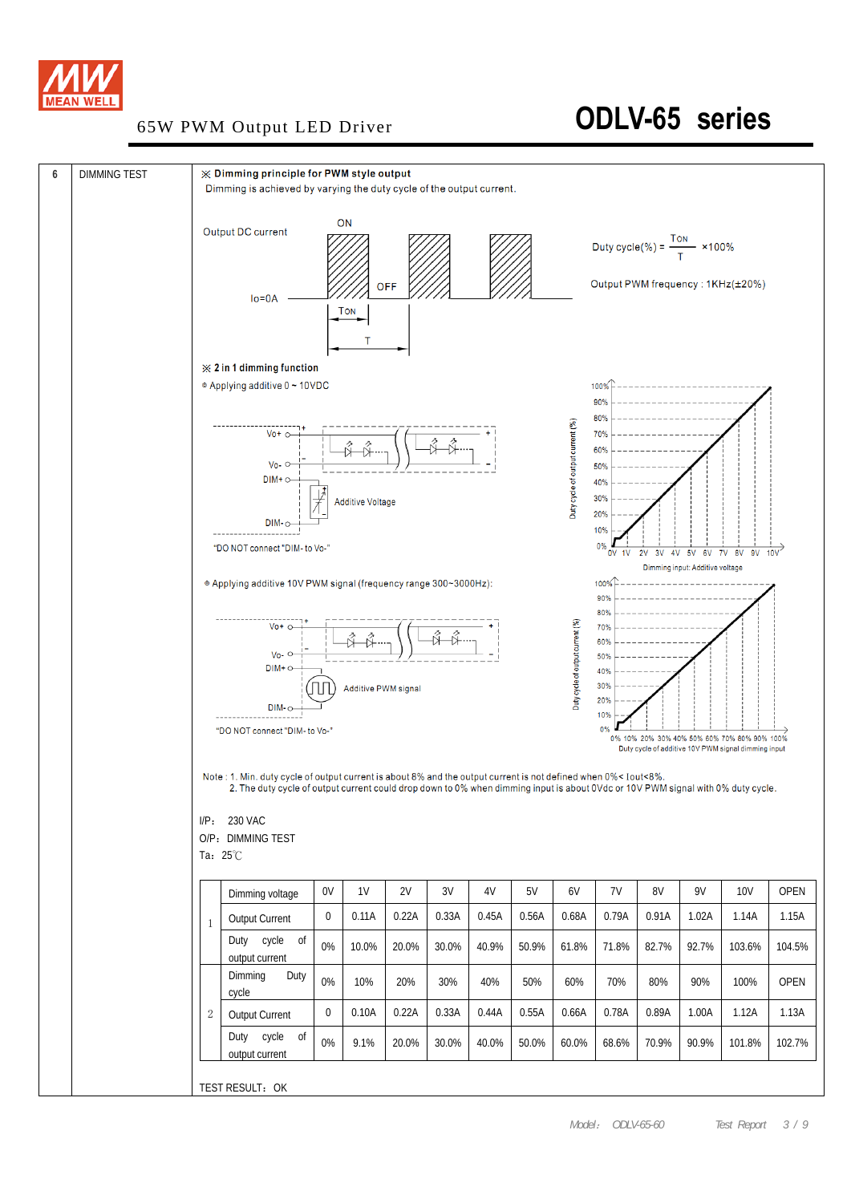65W PWM Output LED Driver

# ODLV-65 series

| 6 | DIMMING TEST |
|---|---|

※ **Dimming principle for PWM style output**

Dimming is achieved by varying the duty cycle of the output current.

Output DC current — ON — OFF — Io=0A — TON — T

$$\text{Duty cycle(\%)} = \frac{T_{ON}}{T} \times 100\%$$

Output PWM frequency : 1KHz(±20%)

※ **2 in 1 dimming function**

⊙ Applying additive 0 ~ 10VDC

Vo+ — Vo- — DIM+ — DIM- — Additive Voltage

"DO NOT connect "DIM- to Vo-"

Duty cycle of output current (%) — 0% 10% 20% 30% 40% 50% 60% 70% 80% 90% 100%

0V 1V 2V 3V 4V 5V 6V 7V 8V 9V 10V

Dimming input: Additive voltage

⊙ Applying additive 10V PWM signal (frequency range 300~3000Hz):

Vo+ — Vo- — DIM+ — DIM- — Additive PWM signal

"DO NOT connect "DIM- to Vo-"

Duty cycle of output current (%) — 0% 10% 20% 30% 40% 50% 60% 70% 80% 90% 100%

0% 10% 20% 30% 40% 50% 60% 70% 80% 90% 100%

Duty cycle of additive 10V PWM signal dimming input

Note : 1. Min. duty cycle of output current is about 8% and the output current is not defined when 0%< Iout<8%.
2. The duty cycle of output current could drop down to 0% when dimming input is about 0Vdc or 10V PWM signal with 0% duty cycle.

I/P: 230 VAC

O/P: DIMMING TEST

Ta: 25℃

| | | | | | | | | | | | | | |
|---|---|---|---|---|---|---|---|---|---|---|---|---|---|
| 1 | Dimming voltage | 0V | 1V | 2V | 3V | 4V | 5V | 6V | 7V | 8V | 9V | 10V | OPEN |
| | Output Current | 0 | 0.11A | 0.22A | 0.33A | 0.45A | 0.56A | 0.68A | 0.79A | 0.91A | 1.02A | 1.14A | 1.15A |
| | Duty cycle of output current | 0% | 10.0% | 20.0% | 30.0% | 40.9% | 50.9% | 61.8% | 71.8% | 82.7% | 92.7% | 103.6% | 104.5% |
| 2 | Dimming Duty cycle | 0% | 10% | 20% | 30% | 40% | 50% | 60% | 70% | 80% | 90% | 100% | OPEN |
| | Output Current | 0 | 0.10A | 0.22A | 0.33A | 0.44A | 0.55A | 0.66A | 0.78A | 0.89A | 1.00A | 1.12A | 1.13A |
| | Duty cycle of output current | 0% | 9.1% | 20.0% | 30.0% | 40.0% | 50.0% | 60.0% | 68.6% | 70.9% | 90.9% | 101.8% | 102.7% |

TEST RESULT: OK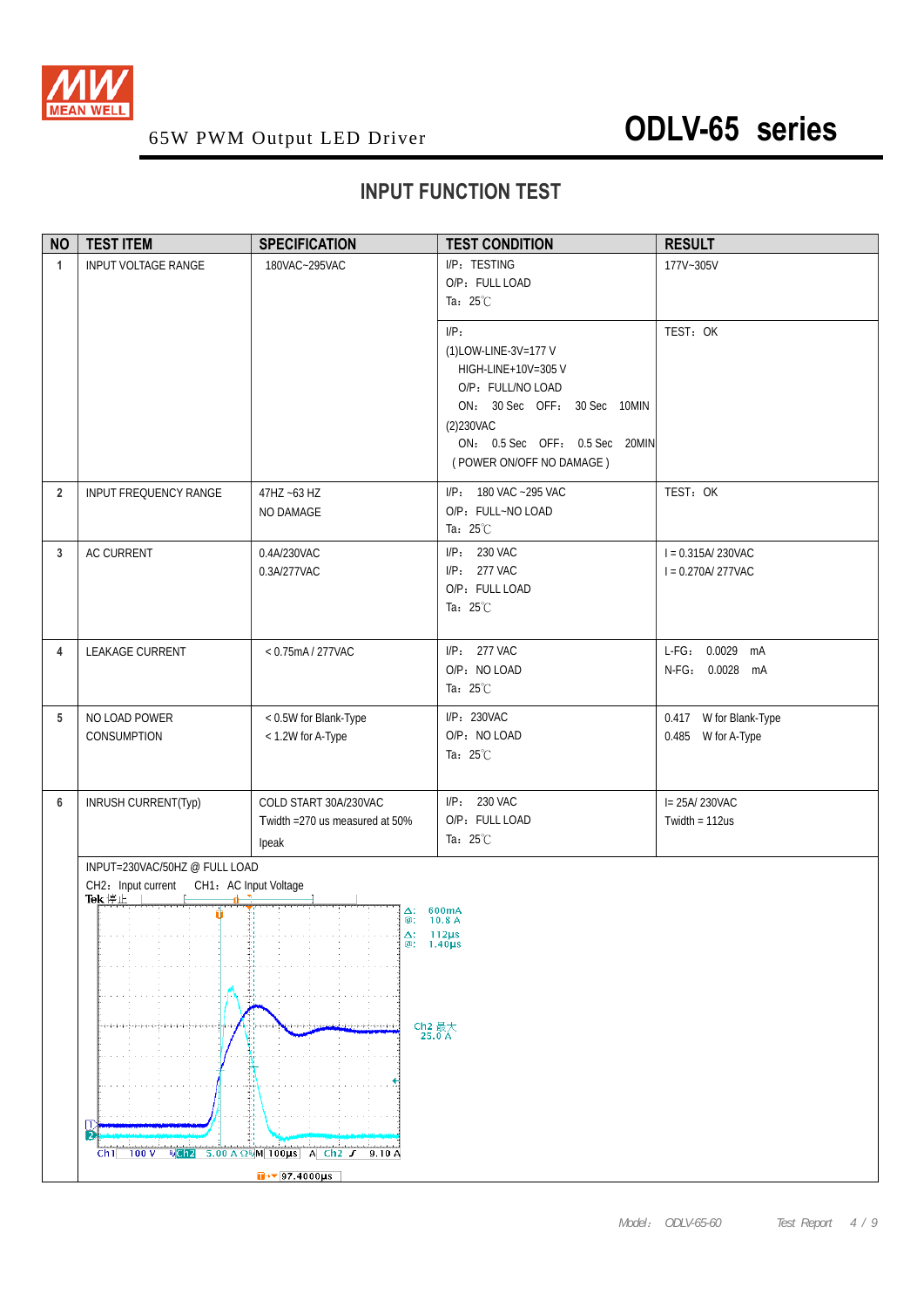65W PWM Output LED Driver

# ODLV-65 series

## INPUT FUNCTION TEST

| NO | TEST ITEM | SPECIFICATION | TEST CONDITION | RESULT |
|---|---|---|---|---|
| 1 | INPUT VOLTAGE RANGE | 180VAC~295VAC | I/P：TESTING<br>O/P：FULL LOAD<br>Ta：25℃ | 177V~305V |
| | | | I/P：<br>(1)LOW-LINE-3V=177 V<br>HIGH-LINE+10V=305 V<br>O/P：FULL/NO LOAD<br>ON： 30 Sec OFF： 30 Sec 10MIN<br>(2)230VAC<br>ON： 0.5 Sec OFF： 0.5 Sec 20MIN<br>( POWER ON/OFF NO DAMAGE ) | TEST：OK |
| 2 | INPUT FREQUENCY RANGE | 47HZ ~63 HZ<br>NO DAMAGE | I/P： 180 VAC ~295 VAC<br>O/P：FULL~NO LOAD<br>Ta：25℃ | TEST：OK |
| 3 | AC CURRENT | 0.4A/230VAC<br>0.3A/277VAC | I/P： 230 VAC<br>I/P： 277 VAC<br>O/P：FULL LOAD<br>Ta：25℃ | I = 0.315A/ 230VAC<br>I = 0.270A/ 277VAC |
| 4 | LEAKAGE CURRENT | < 0.75mA / 277VAC | I/P： 277 VAC<br>O/P：NO LOAD<br>Ta：25℃ | L-FG： 0.0029 mA<br>N-FG： 0.0028 mA |
| 5 | NO LOAD POWER CONSUMPTION | < 0.5W for Blank-Type<br>< 1.2W for A-Type | I/P：230VAC<br>O/P：NO LOAD<br>Ta：25℃ | 0.417 W for Blank-Type<br>0.485 W for A-Type |
| 6 | INRUSH CURRENT(Typ) | COLD START 30A/230VAC<br>Twidth =270 us measured at 50% Ipeak | I/P： 230 VAC<br>O/P：FULL LOAD<br>Ta：25℃ | I= 25A/ 230VAC<br>Twidth = 112us |

INPUT=230VAC/50HZ @ FULL LOAD

CH2：Input current CH1：AC Input Voltage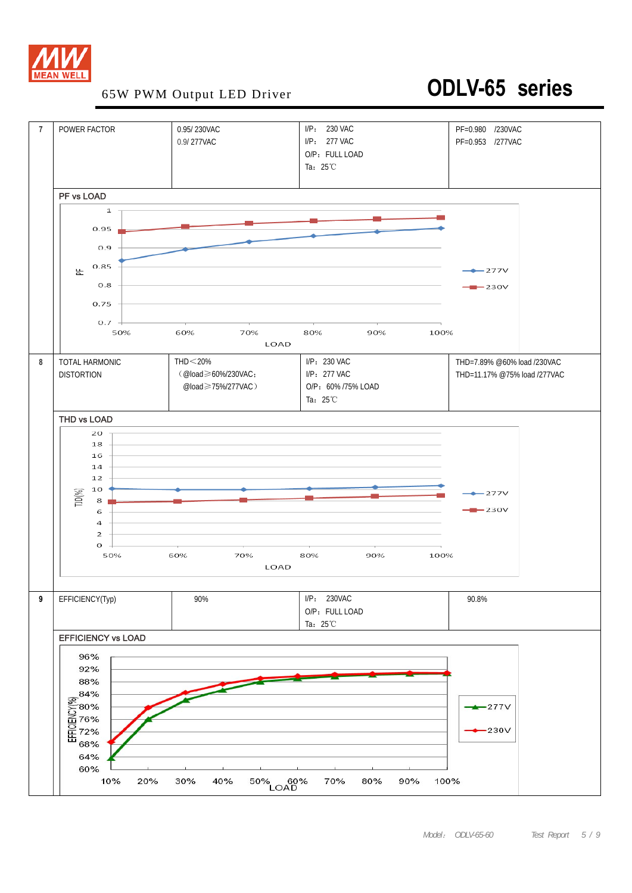65W PWM Output LED Driver

# ODLV-65 series

| 7 | POWER FACTOR | 0.95/ 230VAC<br>0.9/ 277VAC | I/P: 230 VAC<br>I/P: 277 VAC<br>O/P: FULL LOAD<br>Ta: 25℃ | PF=0.980 /230VAC<br>PF=0.953 /277VAC |
|---|---|---|---|---|

PF vs LOAD

PF

1
0.95
0.9
0.85
0.8
0.75
0.7

50% 60% 70% 80% 90% 100%

LOAD

277V
230V

| 8 | TOTAL HARMONIC DISTORTION | THD＜20%<br>（@load≥60%/230VAC;<br>@load≥75%/277VAC） | I/P: 230 VAC<br>I/P: 277 VAC<br>O/P: 60% /75% LOAD<br>Ta: 25℃ | THD=7.89% @60% load /230VAC<br>THD=11.17% @75% load /277VAC |
|---|---|---|---|---|

THD vs LOAD

TJD(%)

20
18
16
14
12
10
8
6
4
2
0

50% 60% 70% 80% 90% 100%

LOAD

277V
230V

| 9 | EFFICIENCY(Typ) | 90% | I/P: 230VAC<br>O/P: FULL LOAD<br>Ta: 25℃ | 90.8% |
|---|---|---|---|---|

EFFICIENCY vs LOAD

EFFICIENCY(%)

96%
92%
88%
84%
80%
76%
72%
68%
64%
60%

10% 20% 30% 40% 50% 60% 70% 80% 90% 100%

LOAD

277V
230V

Model: ODLV-65-60 Test Report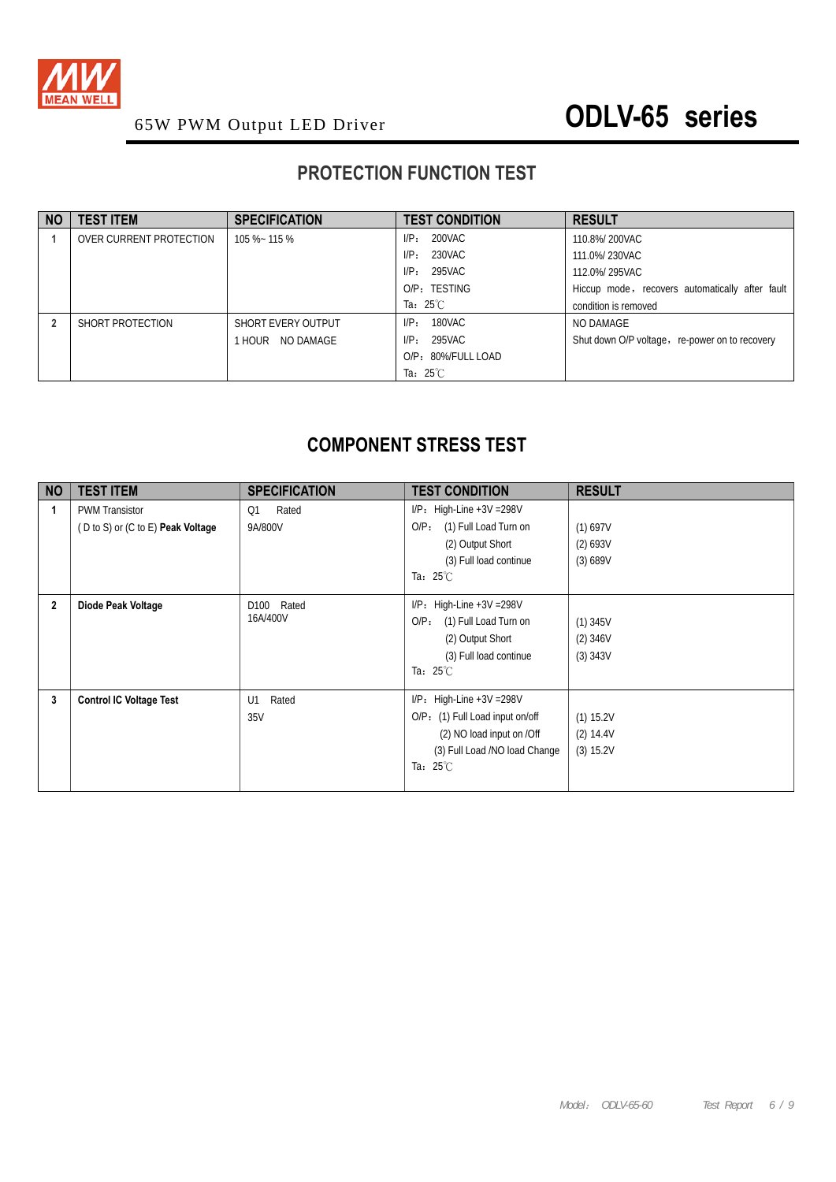## PROTECTION FUNCTION TEST

| NO | TEST ITEM | SPECIFICATION | TEST CONDITION | RESULT |
|---|---|---|---|---|
| 1 | OVER CURRENT PROTECTION | 105 %~ 115 % | I/P： 200VAC<br>I/P： 230VAC<br>I/P： 295VAC<br>O/P：TESTING<br>Ta：25℃ | 110.8%/ 200VAC<br>111.0%/ 230VAC<br>112.0%/ 295VAC<br>Hiccup mode，recovers automatically after fault condition is removed |
| 2 | SHORT PROTECTION | SHORT EVERY OUTPUT<br>1 HOUR NO DAMAGE | I/P： 180VAC<br>I/P： 295VAC<br>O/P：80%/FULL LOAD<br>Ta：25℃ | NO DAMAGE<br>Shut down O/P voltage，re-power on to recovery |

## COMPONENT STRESS TEST

| NO | TEST ITEM | SPECIFICATION | TEST CONDITION | RESULT |
|---|---|---|---|---|
| 1 | PWM Transistor<br>( D to S) or (C to E) **Peak Voltage** | Q1 Rated<br>9A/800V | I/P：High-Line +3V =298V<br>O/P： (1) Full Load Turn on<br>(2) Output Short<br>(3) Full load continue<br>Ta：25℃ | (1) 697V<br>(2) 693V<br>(3) 689V |
| 2 | **Diode Peak Voltage** | D100 Rated<br>16A/400V | I/P：High-Line +3V =298V<br>O/P： (1) Full Load Turn on<br>(2) Output Short<br>(3) Full load continue<br>Ta：25℃ | (1) 345V<br>(2) 346V<br>(3) 343V |
| 3 | **Control IC Voltage Test** | U1 Rated<br>35V | I/P：High-Line +3V =298V<br>O/P：(1) Full Load input on/off<br>(2) NO load input on /Off<br>(3) Full Load /NO load Change<br>Ta：25℃ | (1) 15.2V<br>(2) 14.4V<br>(3) 15.2V |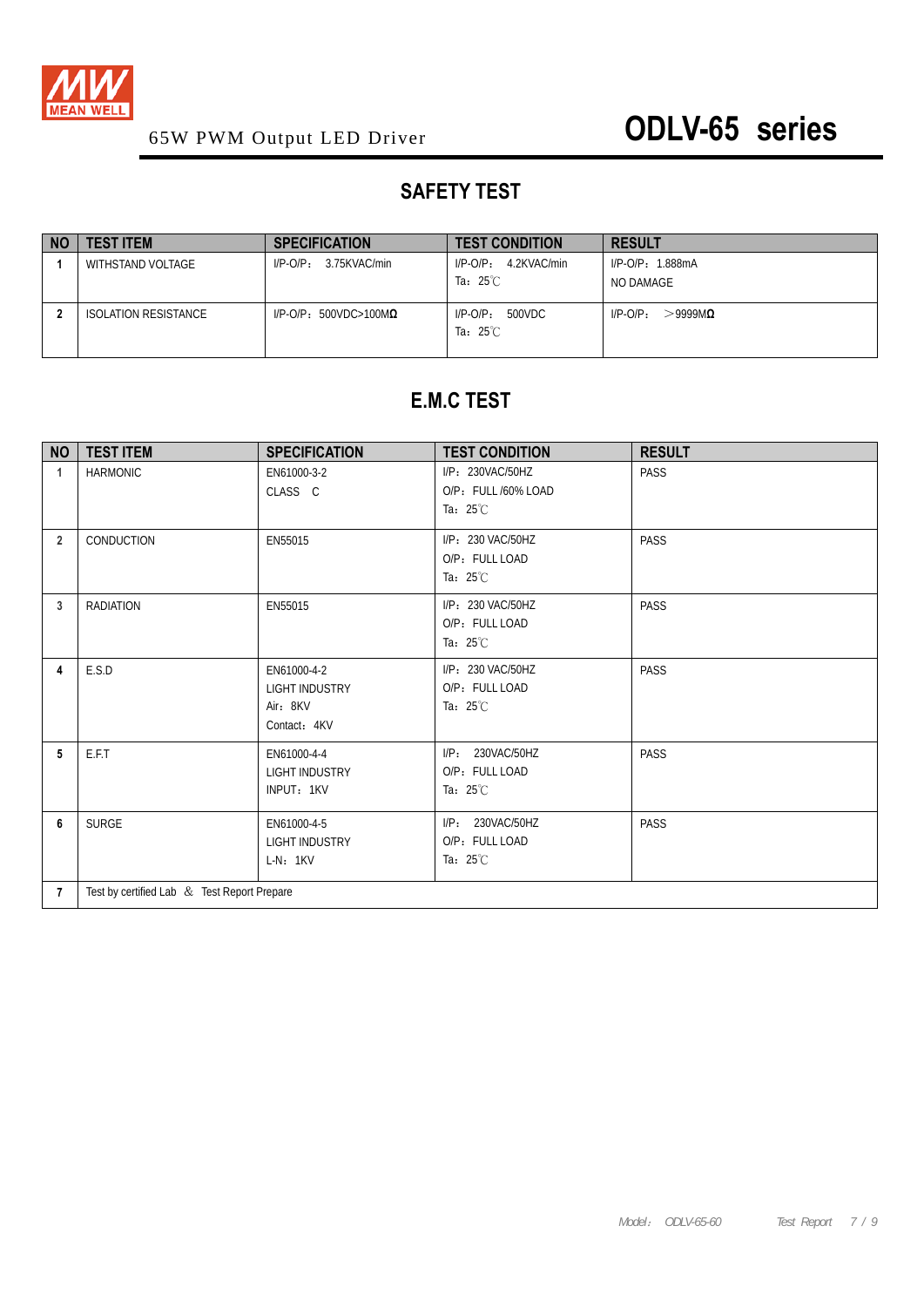65W PWM Output LED Driver

# ODLV-65 series

## SAFETY TEST

| NO | TEST ITEM | SPECIFICATION | TEST CONDITION | RESULT |
|---|---|---|---|---|
| 1 | WITHSTAND VOLTAGE | I/P-O/P： 3.75KVAC/min | I/P-O/P： 4.2KVAC/min<br>Ta：25℃ | I/P-O/P：1.888mA<br>NO DAMAGE |
| 2 | ISOLATION RESISTANCE | I/P-O/P：500VDC>100MΩ | I/P-O/P： 500VDC<br>Ta：25℃ | I/P-O/P： ＞9999MΩ |

## E.M.C TEST

| NO | TEST ITEM | SPECIFICATION | TEST CONDITION | RESULT |
|---|---|---|---|---|
| 1 | HARMONIC | EN61000-3-2<br>CLASS C | I/P：230VAC/50HZ<br>O/P：FULL /60% LOAD<br>Ta：25℃ | PASS |
| 2 | CONDUCTION | EN55015 | I/P：230 VAC/50HZ<br>O/P：FULL LOAD<br>Ta：25℃ | PASS |
| 3 | RADIATION | EN55015 | I/P：230 VAC/50HZ<br>O/P：FULL LOAD<br>Ta：25℃ | PASS |
| 4 | E.S.D | EN61000-4-2<br>LIGHT INDUSTRY<br>Air：8KV<br>Contact：4KV | I/P：230 VAC/50HZ<br>O/P：FULL LOAD<br>Ta：25℃ | PASS |
| 5 | E.F.T | EN61000-4-4<br>LIGHT INDUSTRY<br>INPUT：1KV | I/P： 230VAC/50HZ<br>O/P：FULL LOAD<br>Ta：25℃ | PASS |
| 6 | SURGE | EN61000-4-5<br>LIGHT INDUSTRY<br>L-N：1KV | I/P： 230VAC/50HZ<br>O/P：FULL LOAD<br>Ta：25℃ | PASS |
| 7 | Test by certified Lab ＆ Test Report Prepare | | | |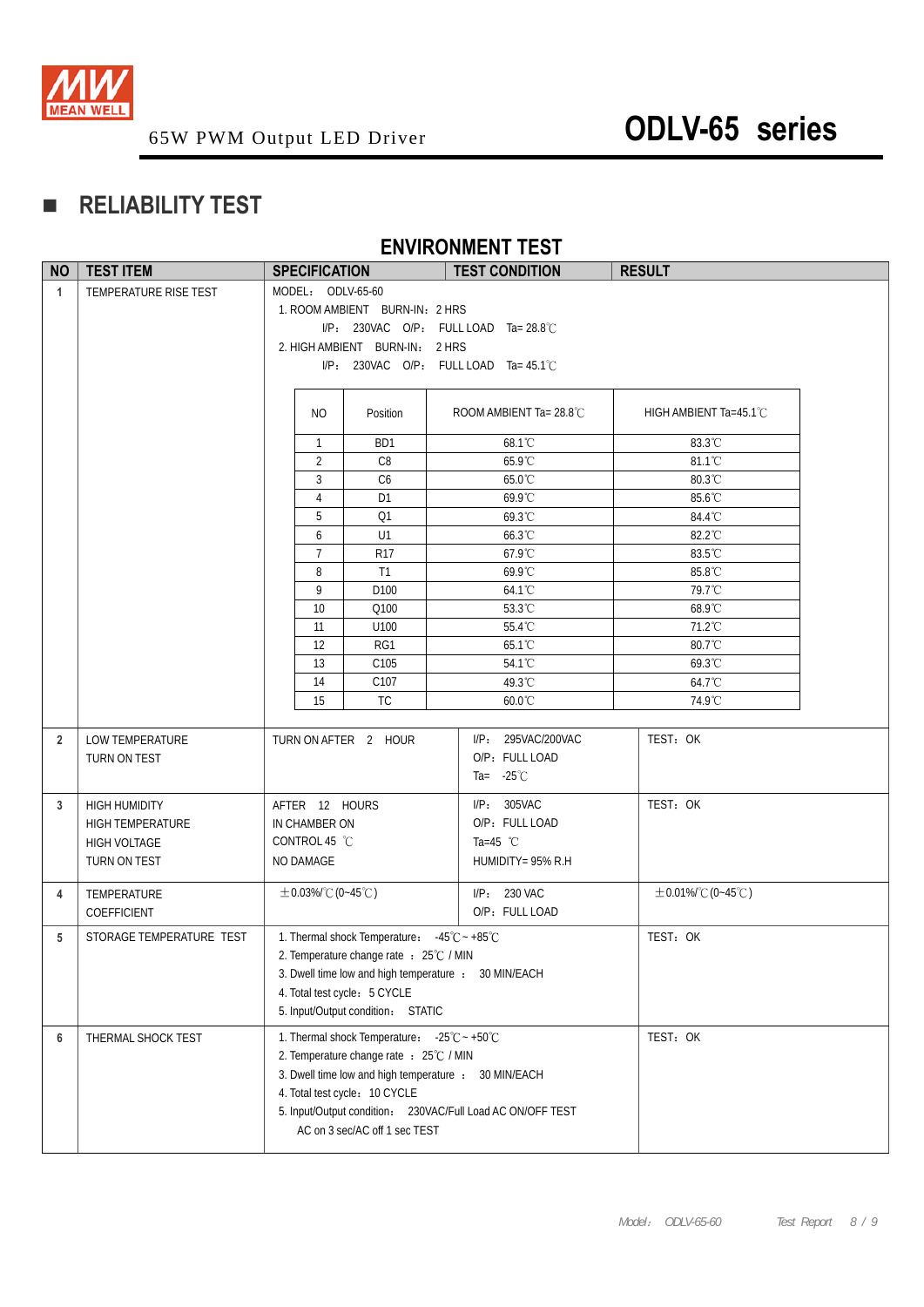65W PWM Output LED Driver

# ODLV-65 series

## ■ RELIABILITY TEST

### ENVIRONMENT TEST

| NO | TEST ITEM | SPECIFICATION | TEST CONDITION | RESULT |
|---|---|---|---|---|
| 1 | TEMPERATURE RISE TEST | MODEL: ODLV-65-60<br>1. ROOM AMBIENT BURN-IN: 2 HRS<br>I/P: 230VAC O/P: FULL LOAD Ta= 28.8℃<br>2. HIGH AMBIENT BURN-IN: 2 HRS<br>I/P: 230VAC O/P: FULL LOAD Ta= 45.1℃ | | |

| NO | Position | ROOM AMBIENT Ta= 28.8℃ | HIGH AMBIENT Ta=45.1℃ |
|---|---|---|---|
| 1 | BD1 | 68.1℃ | 83.3℃ |
| 2 | C8 | 65.9℃ | 81.1℃ |
| 3 | C6 | 65.0℃ | 80.3℃ |
| 4 | D1 | 69.9℃ | 85.6℃ |
| 5 | Q1 | 69.3℃ | 84.4℃ |
| 6 | U1 | 66.3℃ | 82.2℃ |
| 7 | R17 | 67.9℃ | 83.5℃ |
| 8 | T1 | 69.9℃ | 85.8℃ |
| 9 | D100 | 64.1℃ | 79.7℃ |
| 10 | Q100 | 53.3℃ | 68.9℃ |
| 11 | U100 | 55.4℃ | 71.2℃ |
| 12 | RG1 | 65.1℃ | 80.7℃ |
| 13 | C105 | 54.1℃ | 69.3℃ |
| 14 | C107 | 49.3℃ | 64.7℃ |
| 15 | TC | 60.0℃ | 74.9℃ |

| NO | TEST ITEM | SPECIFICATION | TEST CONDITION | RESULT |
|---|---|---|---|---|
| 2 | LOW TEMPERATURE TURN ON TEST | TURN ON AFTER 2 HOUR | I/P: 295VAC/200VAC<br>O/P: FULL LOAD<br>Ta= -25℃ | TEST: OK |
| 3 | HIGH HUMIDITY HIGH TEMPERATURE HIGH VOLTAGE TURN ON TEST | AFTER 12 HOURS<br>IN CHAMBER ON<br>CONTROL 45 ℃<br>NO DAMAGE | I/P: 305VAC<br>O/P: FULL LOAD<br>Ta=45 ℃<br>HUMIDITY= 95% R.H | TEST: OK |
| 4 | TEMPERATURE COEFFICIENT | ±0.03%/℃ (0~45℃) | I/P: 230 VAC<br>O/P: FULL LOAD | ±0.01%/℃ (0~45℃) |
| 5 | STORAGE TEMPERATURE TEST | 1. Thermal shock Temperature: -45℃ ~ +85℃<br>2. Temperature change rate : 25℃ / MIN<br>3. Dwell time low and high temperature : 30 MIN/EACH<br>4. Total test cycle: 5 CYCLE<br>5. Input/Output condition: STATIC | | TEST: OK |
| 6 | THERMAL SHOCK TEST | 1. Thermal shock Temperature: -25℃ ~ +50℃<br>2. Temperature change rate : 25℃ / MIN<br>3. Dwell time low and high temperature : 30 MIN/EACH<br>4. Total test cycle: 10 CYCLE<br>5. Input/Output condition: 230VAC/Full Load AC ON/OFF TEST<br>AC on 3 sec/AC off 1 sec TEST | | TEST: OK |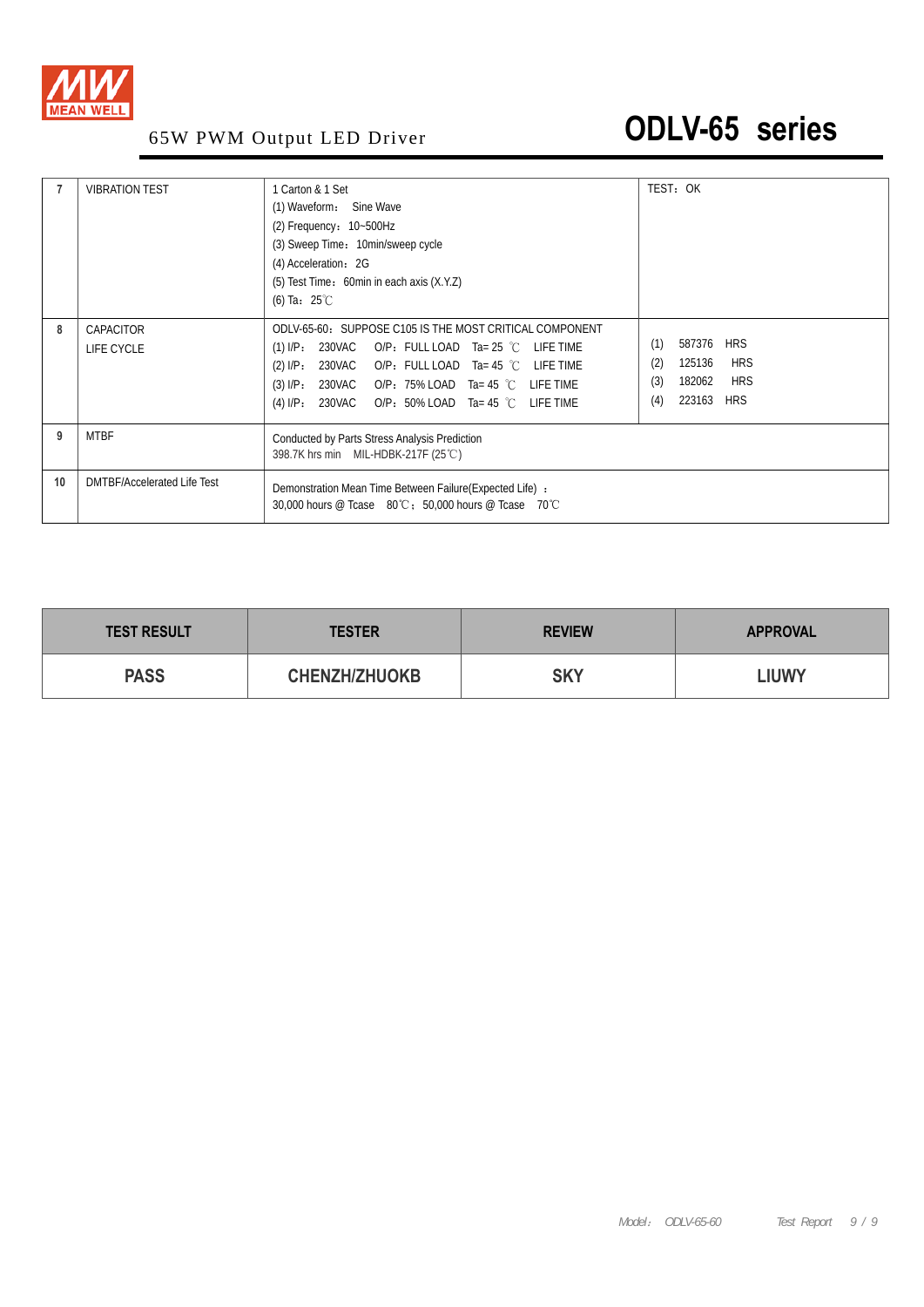65W PWM Output LED Driver

# ODLV-65 series

| | | | |
|---|---|---|---|
| 7 | VIBRATION TEST | 1 Carton & 1 Set<br>(1) Waveform： Sine Wave<br>(2) Frequency：10~500Hz<br>(3) Sweep Time：10min/sweep cycle<br>(4) Acceleration：2G<br>(5) Test Time：60min in each axis (X.Y.Z)<br>(6) Ta：25℃ | TEST：OK |
| 8 | CAPACITOR LIFE CYCLE | ODLV-65-60：SUPPOSE C105 IS THE MOST CRITICAL COMPONENT<br>(1) I/P： 230VAC O/P：FULL LOAD Ta= 25 ℃ LIFE TIME<br>(2) I/P： 230VAC O/P：FULL LOAD Ta= 45 ℃ LIFE TIME<br>(3) I/P： 230VAC O/P：75% LOAD Ta= 45 ℃ LIFE TIME<br>(4) I/P： 230VAC O/P：50% LOAD Ta= 45 ℃ LIFE TIME | (1) 587376 HRS<br>(2) 125136 HRS<br>(3) 182062 HRS<br>(4) 223163 HRS |
| 9 | MTBF | Conducted by Parts Stress Analysis Prediction<br>398.7K hrs min MIL-HDBK-217F (25℃) | |
| 10 | DMTBF/Accelerated Life Test | Demonstration Mean Time Between Failure(Expected Life) ：<br>30,000 hours @ Tcase 80℃；50,000 hours @ Tcase 70℃ | |

| TEST RESULT | TESTER | REVIEW | APPROVAL |
|---|---|---|---|
| PASS | CHENZH/ZHUOKB | SKY | LIUWY |